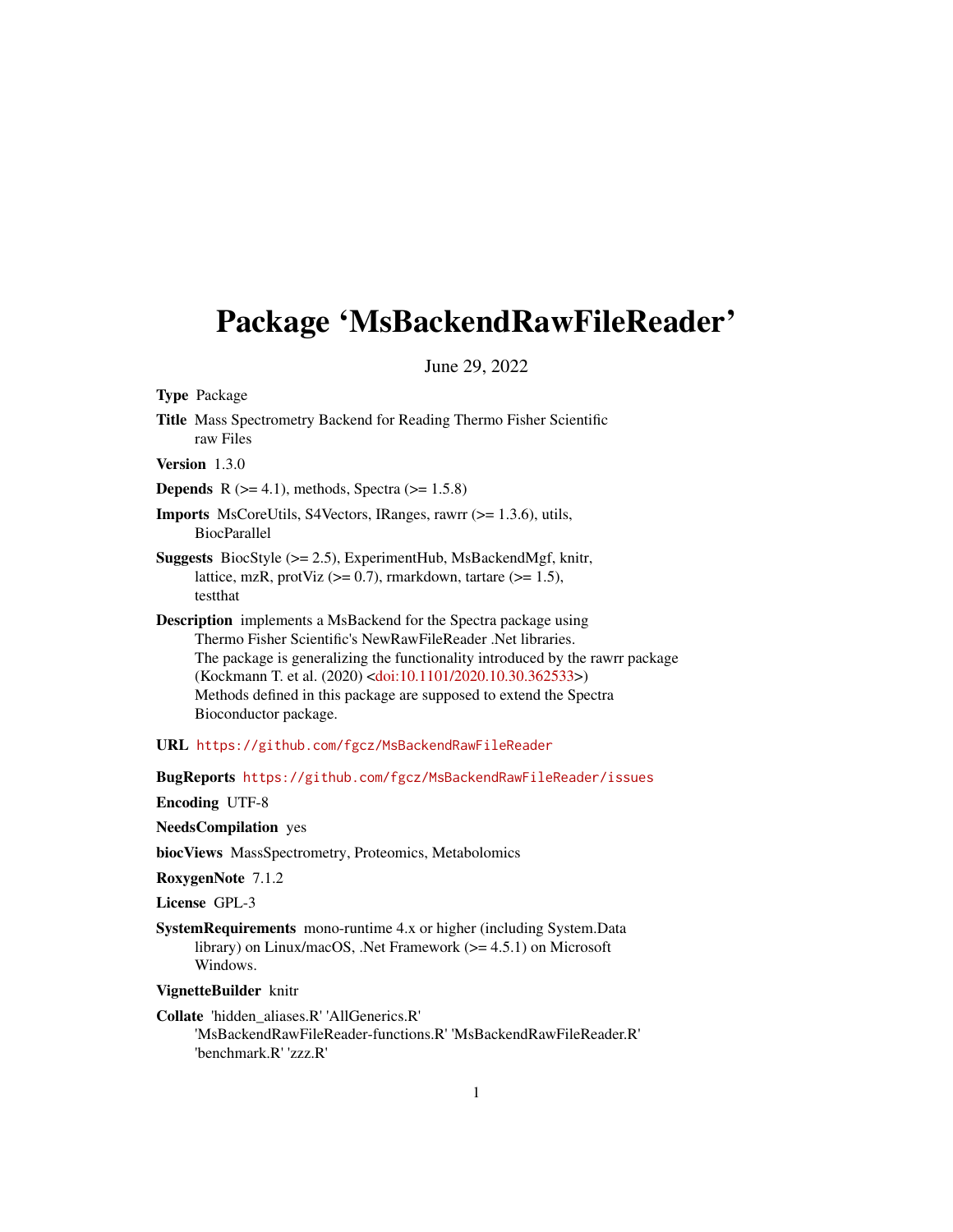# Package 'MsBackendRawFileReader'

June 29, 2022

**Type** Package

**Title** Mass Spectrometry Backend for Reading Thermo Fisher Scientific raw Files

**Version** 1.3.0

**Depends** R (>= 4.1), methods, Spectra (>= 1.5.8)

**Imports** MsCoreUtils, S4Vectors, IRanges, rawrr (>= 1.3.6), utils, BiocParallel

**Suggests** BiocStyle (>= 2.5), ExperimentHub, MsBackendMgf, knitr, lattice, mzR, protViz (>= 0.7), rmarkdown, tartare (>= 1.5), testthat

**Description** implements a MsBackend for the Spectra package using Thermo Fisher Scientific's NewRawFileReader .Net libraries. The package is generalizing the functionality introduced by the rawrr package (Kockmann T. et al. (2020) <doi:10.1101/2020.10.30.362533>) Methods defined in this package are supposed to extend the Spectra Bioconductor package.

**URL** https://github.com/fgcz/MsBackendRawFileReader

**BugReports** https://github.com/fgcz/MsBackendRawFileReader/issues

**Encoding** UTF-8

**NeedsCompilation** yes

**biocViews** MassSpectrometry, Proteomics, Metabolomics

**RoxygenNote** 7.1.2

**License** GPL-3

**SystemRequirements** mono-runtime 4.x or higher (including System.Data library) on Linux/macOS, .Net Framework (>= 4.5.1) on Microsoft Windows.

**VignetteBuilder** knitr

**Collate** 'hidden_aliases.R' 'AllGenerics.R' 'MsBackendRawFileReader-functions.R' 'MsBackendRawFileReader.R' 'benchmark.R' 'zzz.R'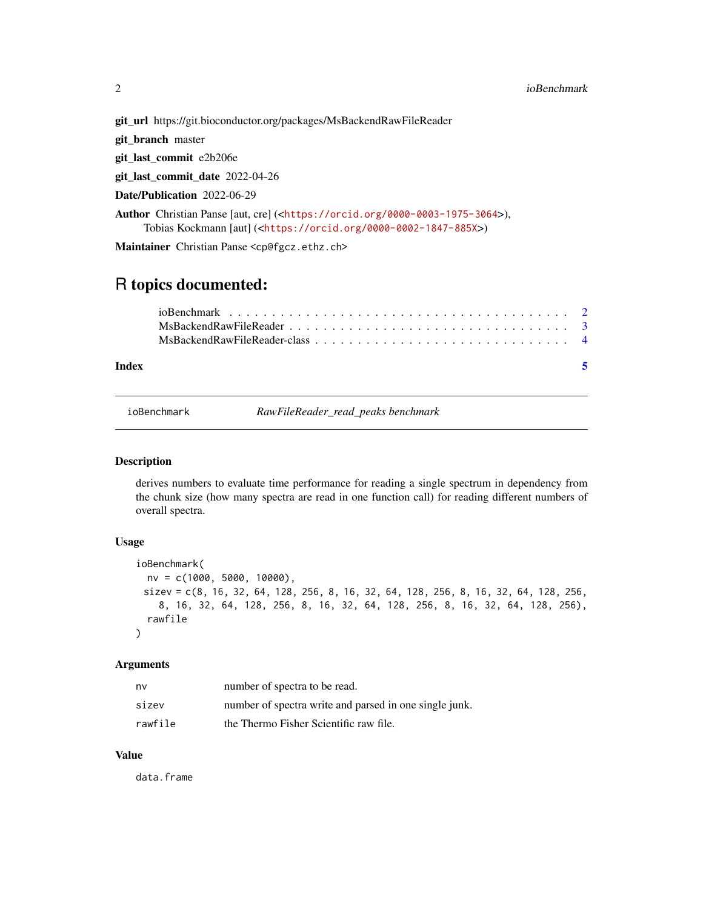**git_url** https://git.bioconductor.org/packages/MsBackendRawFileReader

**git_branch** master

**git_last_commit** e2b206e

**git_last_commit_date** 2022-04-26

**Date/Publication** 2022-06-29

**Author** Christian Panse [aut, cre] (<https://orcid.org/0000-0003-1975-3064>), Tobias Kockmann [aut] (<https://orcid.org/0000-0002-1847-885X>)

**Maintainer** Christian Panse <cp@fgcz.ethz.ch>

# R topics documented:

- ioBenchmark . . . . . . . . . . . . . . . . . . . . . . . . . . . . . . . . . . . . . . 2
- MsBackendRawFileReader . . . . . . . . . . . . . . . . . . . . . . . . . . . . . . . . 3
- MsBackendRawFileReader-class . . . . . . . . . . . . . . . . . . . . . . . . . . . . . 4

**Index** 5

---

`ioBenchmark` *RawFileReader_read_peaks benchmark*

---

### Description

derives numbers to evaluate time performance for reading a single spectrum in dependency from the chunk size (how many spectra are read in one function call) for reading different numbers of overall spectra.

### Usage

```
ioBenchmark(
  nv = c(1000, 5000, 10000),
 sizev = c(8, 16, 32, 64, 128, 256, 8, 16, 32, 64, 128, 256, 8, 16, 32, 64, 128, 256,
    8, 16, 32, 64, 128, 256, 8, 16, 32, 64, 128, 256, 8, 16, 32, 64, 128, 256),
  rawfile
)
```

### Arguments

| | |
|---|---|
| `nv` | number of spectra to be read. |
| `sizev` | number of spectra write and parsed in one single junk. |
| `rawfile` | the Thermo Fisher Scientific raw file. |

### Value

`data.frame`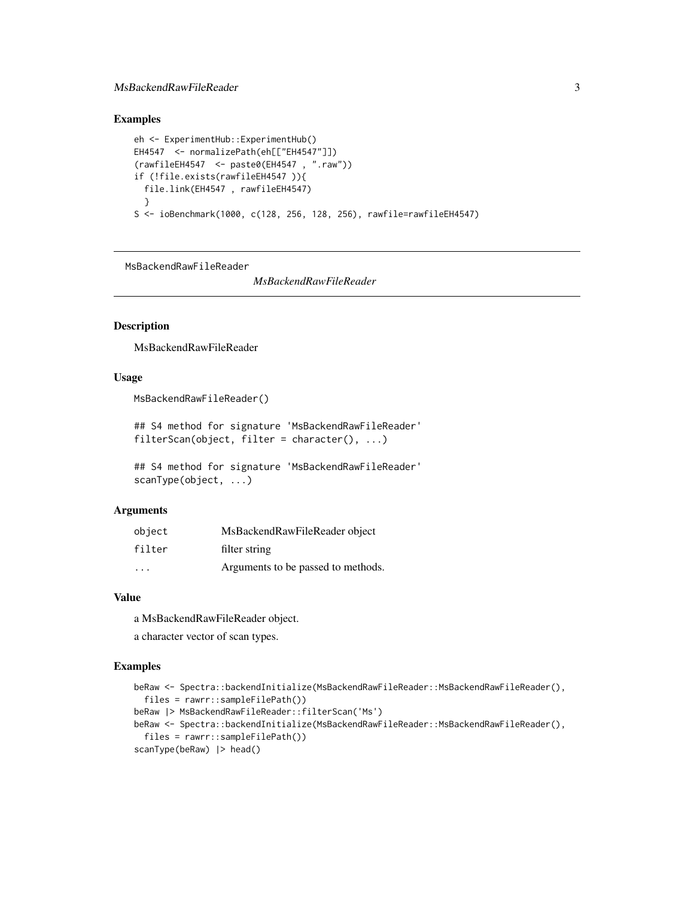### Examples

```
eh <- ExperimentHub::ExperimentHub()
EH4547  <- normalizePath(eh[["EH4547"]])
(rawfileEH4547  <- paste0(EH4547 , ".raw"))
if (!file.exists(rawfileEH4547 )){
  file.link(EH4547 , rawfileEH4547)
  }
S <- ioBenchmark(1000, c(128, 256, 128, 256), rawfile=rawfileEH4547)
```

---

## MsBackendRawFileReader *MsBackendRawFileReader*

---

### Description

MsBackendRawFileReader

### Usage

```
MsBackendRawFileReader()

## S4 method for signature 'MsBackendRawFileReader'
filterScan(object, filter = character(), ...)

## S4 method for signature 'MsBackendRawFileReader'
scanType(object, ...)
```

### Arguments

| | |
|---|---|
| `object` | MsBackendRawFileReader object |
| `filter` | filter string |
| `...` | Arguments to be passed to methods. |

### Value

a MsBackendRawFileReader object.

a character vector of scan types.

### Examples

```
beRaw <- Spectra::backendInitialize(MsBackendRawFileReader::MsBackendRawFileReader(),
  files = rawrr::sampleFilePath())
beRaw |> MsBackendRawFileReader::filterScan('Ms')
beRaw <- Spectra::backendInitialize(MsBackendRawFileReader::MsBackendRawFileReader(),
  files = rawrr::sampleFilePath())
scanType(beRaw) |> head()
```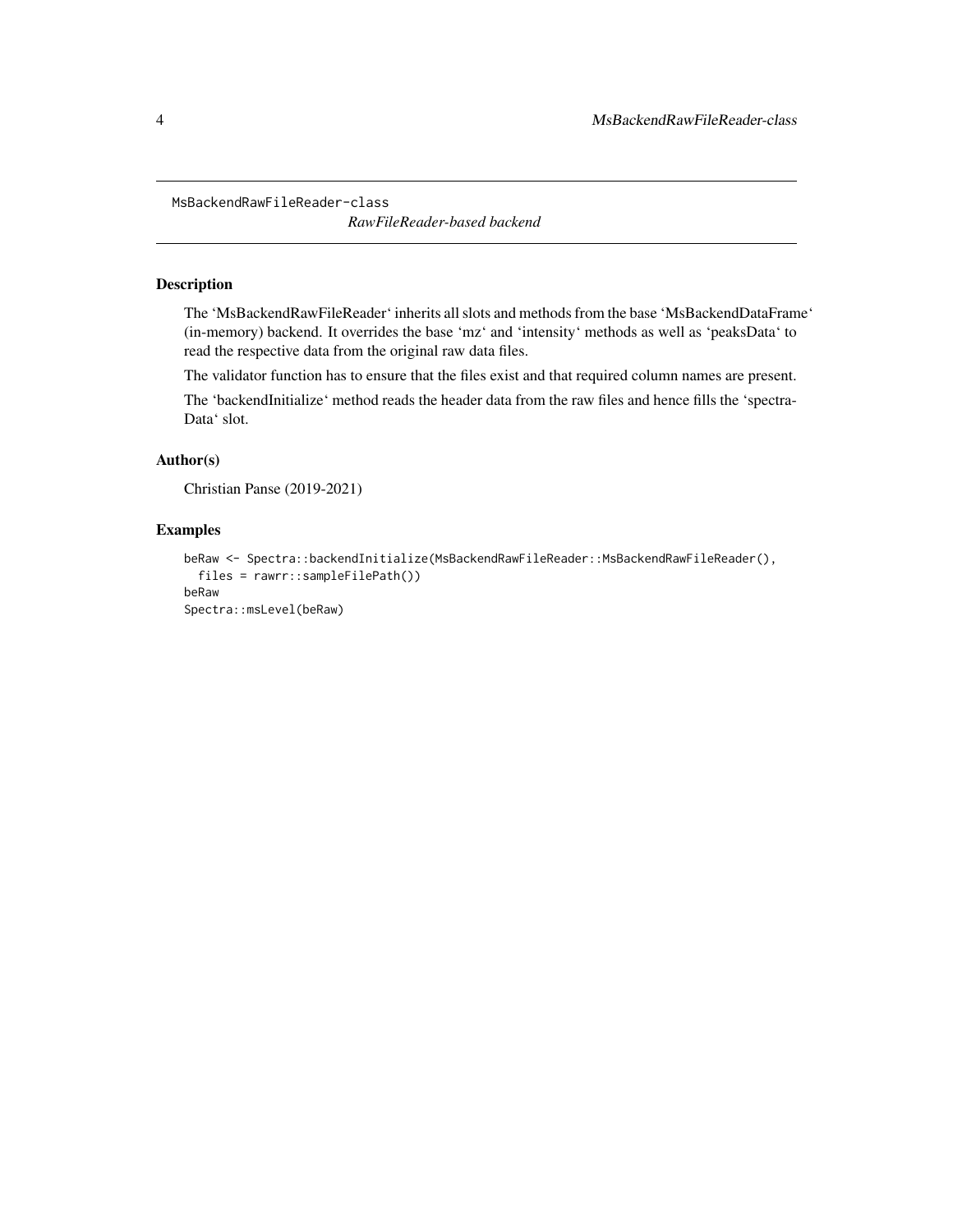MsBackendRawFileReader-class

*RawFileReader-based backend*

## Description

The ‘MsBackendRawFileReader‘ inherits all slots and methods from the base ‘MsBackendDataFrame‘ (in-memory) backend. It overrides the base ‘mz‘ and ‘intensity‘ methods as well as ‘peaksData‘ to read the respective data from the original raw data files.

The validator function has to ensure that the files exist and that required column names are present.

The ‘backendInitialize‘ method reads the header data from the raw files and hence fills the ‘spectraData‘ slot.

## Author(s)

Christian Panse (2019-2021)

## Examples

```
beRaw <- Spectra::backendInitialize(MsBackendRawFileReader::MsBackendRawFileReader(),
  files = rawrr::sampleFilePath())
beRaw
Spectra::msLevel(beRaw)
```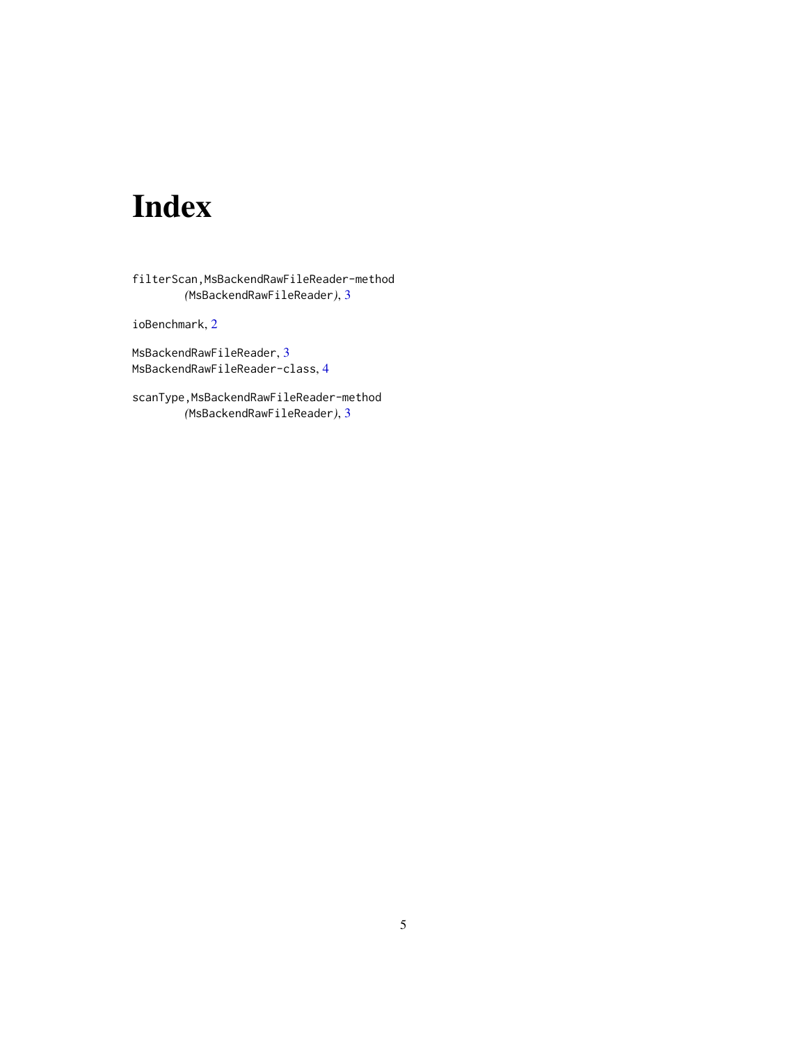# Index

filterScan,MsBackendRawFileReader-method
(MsBackendRawFileReader), 3

ioBenchmark, 2

MsBackendRawFileReader, 3
MsBackendRawFileReader-class, 4

scanType,MsBackendRawFileReader-method
(MsBackendRawFileReader), 3